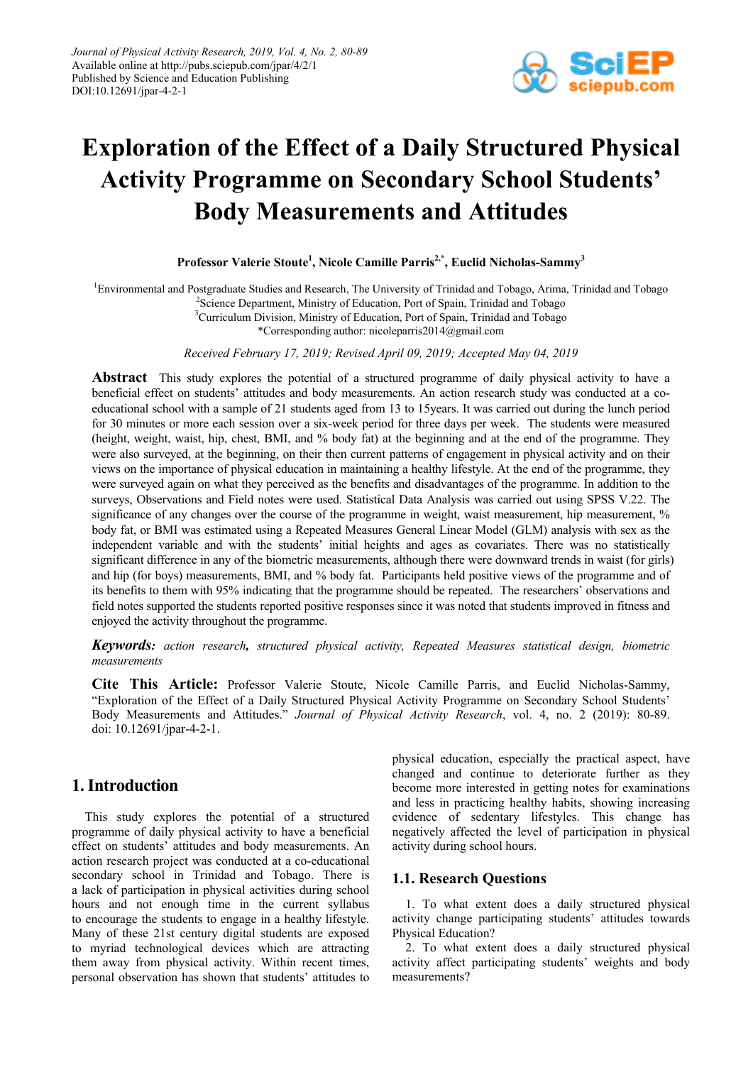# Exploration of the Effect of a Daily Structured Physical Activity Programme on Secondary School Students' Body Measurements and Attitudes

**Professor Valerie Stoute[1], Nicole Camille Parris[2,*], Euclid Nicholas-Sammy[3]**

[1]Environmental and Postgraduate Studies and Research, The University of Trinidad and Tobago, Arima, Trinidad and Tobago
[2]Science Department, Ministry of Education, Port of Spain, Trinidad and Tobago
[3]Curriculum Division, Ministry of Education, Port of Spain, Trinidad and Tobago
*Corresponding author: nicoleparris2014@gmail.com

*Received February 17, 2019; Revised April 09, 2019; Accepted May 04, 2019*

**Abstract** This study explores the potential of a structured programme of daily physical activity to have a beneficial effect on students' attitudes and body measurements. An action research study was conducted at a co-educational school with a sample of 21 students aged from 13 to 15years. It was carried out during the lunch period for 30 minutes or more each session over a six-week period for three days per week. The students were measured (height, weight, waist, hip, chest, BMI, and % body fat) at the beginning and at the end of the programme. They were also surveyed, at the beginning, on their then current patterns of engagement in physical activity and on their views on the importance of physical education in maintaining a healthy lifestyle. At the end of the programme, they were surveyed again on what they perceived as the benefits and disadvantages of the programme. In addition to the surveys, Observations and Field notes were used. Statistical Data Analysis was carried out using SPSS V.22. The significance of any changes over the course of the programme in weight, waist measurement, hip measurement, % body fat, or BMI was estimated using a Repeated Measures General Linear Model (GLM) analysis with sex as the independent variable and with the students' initial heights and ages as covariates. There was no statistically significant difference in any of the biometric measurements, although there were downward trends in waist (for girls) and hip (for boys) measurements, BMI, and % body fat. Participants held positive views of the programme and of its benefits to them with 95% indicating that the programme should be repeated. The researchers' observations and field notes supported the students reported positive responses since it was noted that students improved in fitness and enjoyed the activity throughout the programme.

***Keywords:*** *action research,* *structured physical activity, Repeated Measures statistical design, biometric measurements*

**Cite This Article:** Professor Valerie Stoute, Nicole Camille Parris, and Euclid Nicholas-Sammy, "Exploration of the Effect of a Daily Structured Physical Activity Programme on Secondary School Students' Body Measurements and Attitudes." *Journal of Physical Activity Research*, vol. 4, no. 2 (2019): 80-89. doi: 10.12691/jpar-4-2-1.

## 1. Introduction

This study explores the potential of a structured programme of daily physical activity to have a beneficial effect on students' attitudes and body measurements. An action research project was conducted at a co-educational secondary school in Trinidad and Tobago. There is a lack of participation in physical activities during school hours and not enough time in the current syllabus to encourage the students to engage in a healthy lifestyle. Many of these 21st century digital students are exposed to myriad technological devices which are attracting them away from physical activity. Within recent times, personal observation has shown that students' attitudes to physical education, especially the practical aspect, have changed and continue to deteriorate further as they become more interested in getting notes for examinations and less in practicing healthy habits, showing increasing evidence of sedentary lifestyles. This change has negatively affected the level of participation in physical activity during school hours.

### 1.1. Research Questions

1. To what extent does a daily structured physical activity change participating students' attitudes towards Physical Education?
2. To what extent does a daily structured physical activity affect participating students' weights and body measurements?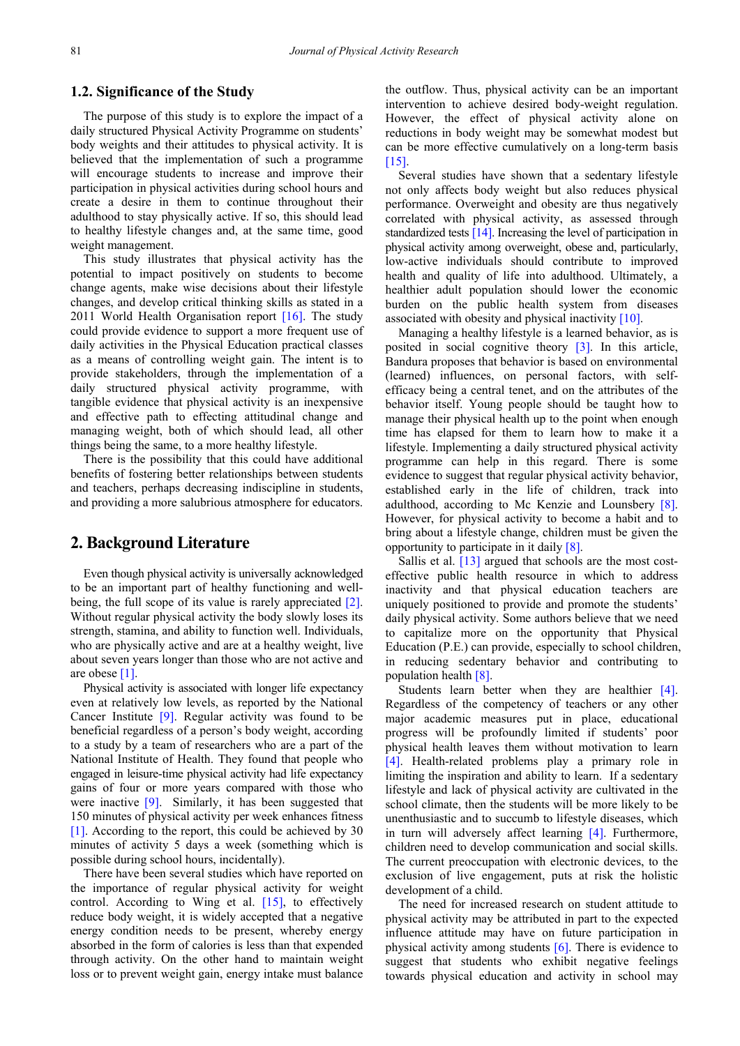### 1.2. Significance of the Study

The purpose of this study is to explore the impact of a daily structured Physical Activity Programme on students' body weights and their attitudes to physical activity. It is believed that the implementation of such a programme will encourage students to increase and improve their participation in physical activities during school hours and create a desire in them to continue throughout their adulthood to stay physically active. If so, this should lead to healthy lifestyle changes and, at the same time, good weight management.

This study illustrates that physical activity has the potential to impact positively on students to become change agents, make wise decisions about their lifestyle changes, and develop critical thinking skills as stated in a 2011 World Health Organisation report [16]. The study could provide evidence to support a more frequent use of daily activities in the Physical Education practical classes as a means of controlling weight gain. The intent is to provide stakeholders, through the implementation of a daily structured physical activity programme, with tangible evidence that physical activity is an inexpensive and effective path to effecting attitudinal change and managing weight, both of which should lead, all other things being the same, to a more healthy lifestyle.

There is the possibility that this could have additional benefits of fostering better relationships between students and teachers, perhaps decreasing indiscipline in students, and providing a more salubrious atmosphere for educators.

## 2. Background Literature

Even though physical activity is universally acknowledged to be an important part of healthy functioning and well-being, the full scope of its value is rarely appreciated [2]. Without regular physical activity the body slowly loses its strength, stamina, and ability to function well. Individuals, who are physically active and are at a healthy weight, live about seven years longer than those who are not active and are obese [1].

Physical activity is associated with longer life expectancy even at relatively low levels, as reported by the National Cancer Institute [9]. Regular activity was found to be beneficial regardless of a person's body weight, according to a study by a team of researchers who are a part of the National Institute of Health. They found that people who engaged in leisure-time physical activity had life expectancy gains of four or more years compared with those who were inactive [9]. Similarly, it has been suggested that 150 minutes of physical activity per week enhances fitness [1]. According to the report, this could be achieved by 30 minutes of activity 5 days a week (something which is possible during school hours, incidentally).

There have been several studies which have reported on the importance of regular physical activity for weight control. According to Wing et al. [15], to effectively reduce body weight, it is widely accepted that a negative energy condition needs to be present, whereby energy absorbed in the form of calories is less than that expended through activity. On the other hand to maintain weight loss or to prevent weight gain, energy intake must balance the outflow. Thus, physical activity can be an important intervention to achieve desired body-weight regulation. However, the effect of physical activity alone on reductions in body weight may be somewhat modest but can be more effective cumulatively on a long-term basis [15].

Several studies have shown that a sedentary lifestyle not only affects body weight but also reduces physical performance. Overweight and obesity are thus negatively correlated with physical activity, as assessed through standardized tests [14]. Increasing the level of participation in physical activity among overweight, obese and, particularly, low-active individuals should contribute to improved health and quality of life into adulthood. Ultimately, a healthier adult population should lower the economic burden on the public health system from diseases associated with obesity and physical inactivity [10].

Managing a healthy lifestyle is a learned behavior, as is posited in social cognitive theory [3]. In this article, Bandura proposes that behavior is based on environmental (learned) influences, on personal factors, with self-efficacy being a central tenet, and on the attributes of the behavior itself. Young people should be taught how to manage their physical health up to the point when enough time has elapsed for them to learn how to make it a lifestyle. Implementing a daily structured physical activity programme can help in this regard. There is some evidence to suggest that regular physical activity behavior, established early in the life of children, track into adulthood, according to Mc Kenzie and Lounsbery [8]. However, for physical activity to become a habit and to bring about a lifestyle change, children must be given the opportunity to participate in it daily [8].

Sallis et al. [13] argued that schools are the most cost-effective public health resource in which to address inactivity and that physical education teachers are uniquely positioned to provide and promote the students' daily physical activity. Some authors believe that we need to capitalize more on the opportunity that Physical Education (P.E.) can provide, especially to school children, in reducing sedentary behavior and contributing to population health [8].

Students learn better when they are healthier [4]. Regardless of the competency of teachers or any other major academic measures put in place, educational progress will be profoundly limited if students' poor physical health leaves them without motivation to learn [4]. Health-related problems play a primary role in limiting the inspiration and ability to learn. If a sedentary lifestyle and lack of physical activity are cultivated in the school climate, then the students will be more likely to be unenthusiastic and to succumb to lifestyle diseases, which in turn will adversely affect learning [4]. Furthermore, children need to develop communication and social skills. The current preoccupation with electronic devices, to the exclusion of live engagement, puts at risk the holistic development of a child.

The need for increased research on student attitude to physical activity may be attributed in part to the expected influence attitude may have on future participation in physical activity among students [6]. There is evidence to suggest that students who exhibit negative feelings towards physical education and activity in school may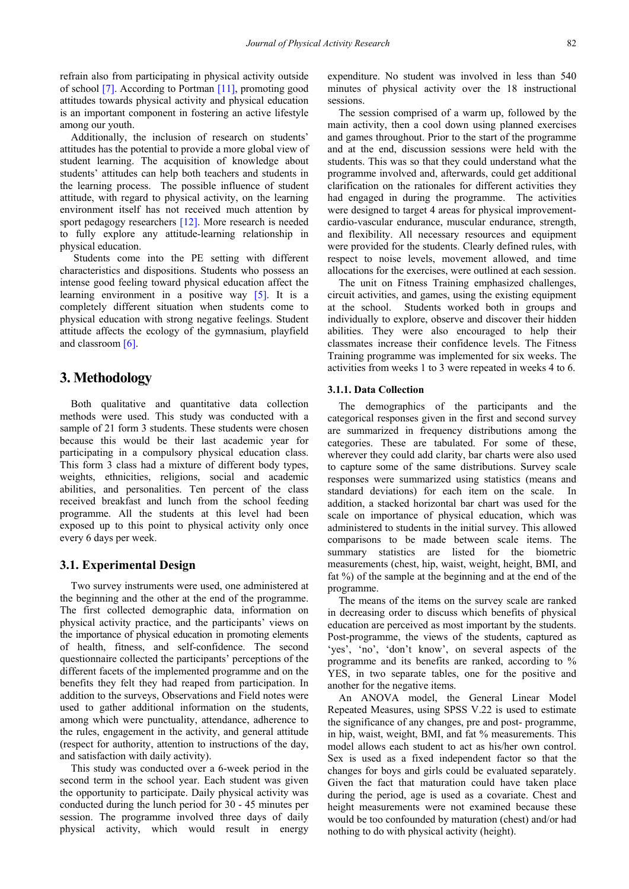refrain also from participating in physical activity outside of school [7]. According to Portman [11], promoting good attitudes towards physical activity and physical education is an important component in fostering an active lifestyle among our youth.

Additionally, the inclusion of research on students' attitudes has the potential to provide a more global view of student learning. The acquisition of knowledge about students' attitudes can help both teachers and students in the learning process. The possible influence of student attitude, with regard to physical activity, on the learning environment itself has not received much attention by sport pedagogy researchers [12]. More research is needed to fully explore any attitude-learning relationship in physical education.

Students come into the PE setting with different characteristics and dispositions. Students who possess an intense good feeling toward physical education affect the learning environment in a positive way [5]. It is a completely different situation when students come to physical education with strong negative feelings. Student attitude affects the ecology of the gymnasium, playfield and classroom [6].

## 3. Methodology

Both qualitative and quantitative data collection methods were used. This study was conducted with a sample of 21 form 3 students. These students were chosen because this would be their last academic year for participating in a compulsory physical education class. This form 3 class had a mixture of different body types, weights, ethnicities, religions, social and academic abilities, and personalities. Ten percent of the class received breakfast and lunch from the school feeding programme. All the students at this level had been exposed up to this point to physical activity only once every 6 days per week.

### 3.1. Experimental Design

Two survey instruments were used, one administered at the beginning and the other at the end of the programme. The first collected demographic data, information on physical activity practice, and the participants' views on the importance of physical education in promoting elements of health, fitness, and self-confidence. The second questionnaire collected the participants' perceptions of the different facets of the implemented programme and on the benefits they felt they had reaped from participation. In addition to the surveys, Observations and Field notes were used to gather additional information on the students, among which were punctuality, attendance, adherence to the rules, engagement in the activity, and general attitude (respect for authority, attention to instructions of the day, and satisfaction with daily activity).

This study was conducted over a 6-week period in the second term in the school year. Each student was given the opportunity to participate. Daily physical activity was conducted during the lunch period for 30 - 45 minutes per session. The programme involved three days of daily physical activity, which would result in energy expenditure. No student was involved in less than 540 minutes of physical activity over the 18 instructional sessions.

The session comprised of a warm up, followed by the main activity, then a cool down using planned exercises and games throughout. Prior to the start of the programme and at the end, discussion sessions were held with the students. This was so that they could understand what the programme involved and, afterwards, could get additional clarification on the rationales for different activities they had engaged in during the programme. The activities were designed to target 4 areas for physical improvement- cardio-vascular endurance, muscular endurance, strength, and flexibility. All necessary resources and equipment were provided for the students. Clearly defined rules, with respect to noise levels, movement allowed, and time allocations for the exercises, were outlined at each session.

The unit on Fitness Training emphasized challenges, circuit activities, and games, using the existing equipment at the school. Students worked both in groups and individually to explore, observe and discover their hidden abilities. They were also encouraged to help their classmates increase their confidence levels. The Fitness Training programme was implemented for six weeks. The activities from weeks 1 to 3 were repeated in weeks 4 to 6.

#### 3.1.1. Data Collection

The demographics of the participants and the categorical responses given in the first and second survey are summarized in frequency distributions among the categories. These are tabulated. For some of these, wherever they could add clarity, bar charts were also used to capture some of the same distributions. Survey scale responses were summarized using statistics (means and standard deviations) for each item on the scale. In addition, a stacked horizontal bar chart was used for the scale on importance of physical education, which was administered to students in the initial survey. This allowed comparisons to be made between scale items. The summary statistics are listed for the biometric measurements (chest, hip, waist, weight, height, BMI, and fat %) of the sample at the beginning and at the end of the programme.

The means of the items on the survey scale are ranked in decreasing order to discuss which benefits of physical education are perceived as most important by the students. Post-programme, the views of the students, captured as 'yes', 'no', 'don't know', on several aspects of the programme and its benefits are ranked, according to % YES, in two separate tables, one for the positive and another for the negative items.

An ANOVA model, the General Linear Model Repeated Measures, using SPSS V.22 is used to estimate the significance of any changes, pre and post- programme, in hip, waist, weight, BMI, and fat % measurements. This model allows each student to act as his/her own control. Sex is used as a fixed independent factor so that the changes for boys and girls could be evaluated separately. Given the fact that maturation could have taken place during the period, age is used as a covariate. Chest and height measurements were not examined because these would be too confounded by maturation (chest) and/or had nothing to do with physical activity (height).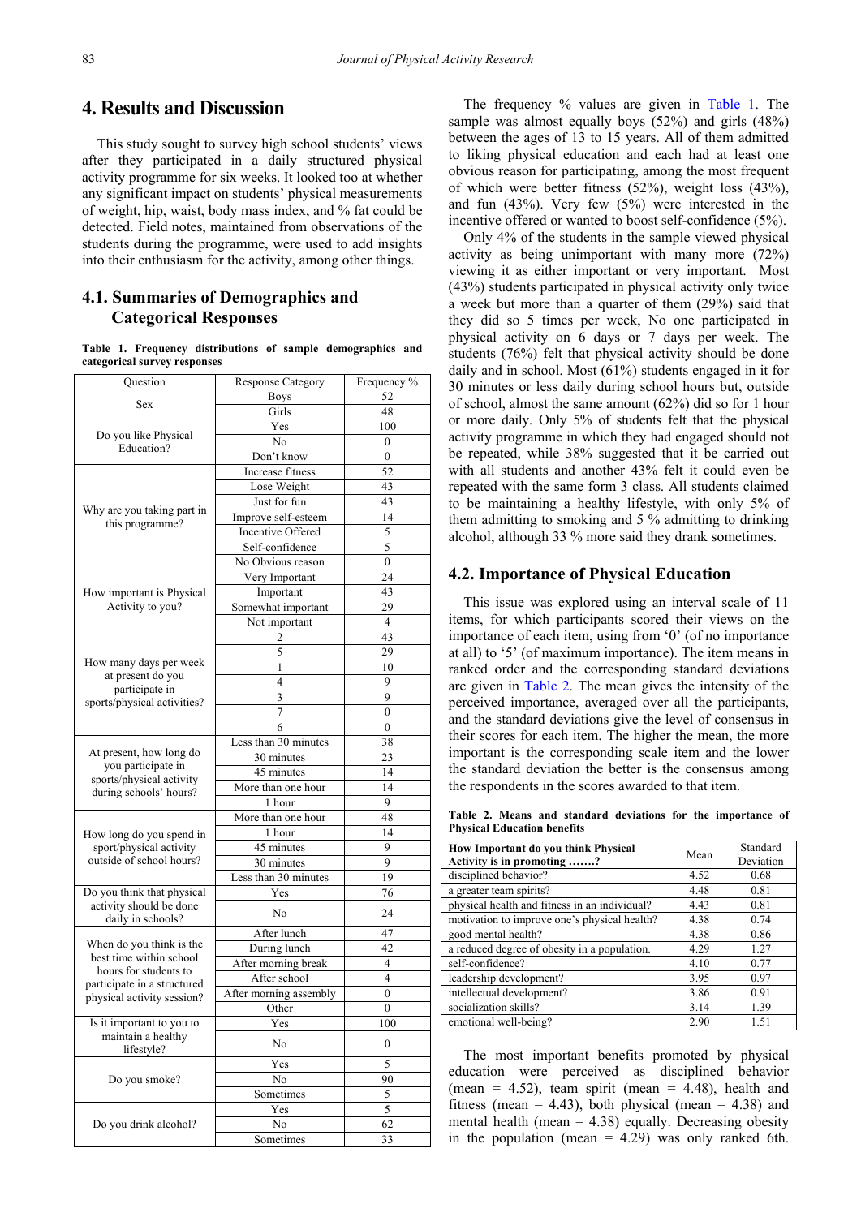## 4. Results and Discussion

This study sought to survey high school students' views after they participated in a daily structured physical activity programme for six weeks. It looked too at whether any significant impact on students' physical measurements of weight, hip, waist, body mass index, and % fat could be detected. Field notes, maintained from observations of the students during the programme, were used to add insights into their enthusiasm for the activity, among other things.

### 4.1. Summaries of Demographics and Categorical Responses

**Table 1. Frequency distributions of sample demographics and categorical survey responses**

| Question | Response Category | Frequency % |
|---|---|---|
| Sex | Boys | 52 |
| | Girls | 48 |
| Do you like Physical Education? | Yes | 100 |
| | No | 0 |
| | Don't know | 0 |
| Why are you taking part in this programme? | Increase fitness | 52 |
| | Lose Weight | 43 |
| | Just for fun | 43 |
| | Improve self-esteem | 14 |
| | Incentive Offered | 5 |
| | Self-confidence | 5 |
| | No Obvious reason | 0 |
| How important is Physical Activity to you? | Very Important | 24 |
| | Important | 43 |
| | Somewhat important | 29 |
| | Not important | 4 |
| How many days per week at present do you participate in sports/physical activities? | 2 | 43 |
| | 5 | 29 |
| | 1 | 10 |
| | 4 | 9 |
| | 3 | 9 |
| | 7 | 0 |
| | 6 | 0 |
| At present, how long do you participate in sports/physical activity during schools' hours? | Less than 30 minutes | 38 |
| | 30 minutes | 23 |
| | 45 minutes | 14 |
| | More than one hour | 14 |
| | 1 hour | 9 |
| How long do you spend in sport/physical activity outside of school hours? | More than one hour | 48 |
| | 1 hour | 14 |
| | 45 minutes | 9 |
| | 30 minutes | 9 |
| | Less than 30 minutes | 19 |
| Do you think that physical activity should be done daily in schools? | Yes | 76 |
| | No | 24 |
| When do you think is the best time within school hours for students to participate in a structured physical activity session? | After lunch | 47 |
| | During lunch | 42 |
| | After morning break | 4 |
| | After school | 4 |
| | After morning assembly | 0 |
| | Other | 0 |
| Is it important to you to maintain a healthy lifestyle? | Yes | 100 |
| | No | 0 |
| Do you smoke? | Yes | 5 |
| | No | 90 |
| | Sometimes | 5 |
| Do you drink alcohol? | Yes | 5 |
| | No | 62 |
| | Sometimes | 33 |

The frequency % values are given in Table 1. The sample was almost equally boys (52%) and girls (48%) between the ages of 13 to 15 years. All of them admitted to liking physical education and each had at least one obvious reason for participating, among the most frequent of which were better fitness (52%), weight loss (43%), and fun (43%). Very few (5%) were interested in the incentive offered or wanted to boost self-confidence (5%).

Only 4% of the students in the sample viewed physical activity as being unimportant with many more (72%) viewing it as either important or very important. Most (43%) students participated in physical activity only twice a week but more than a quarter of them (29%) said that they did so 5 times per week, No one participated in physical activity on 6 days or 7 days per week. The students (76%) felt that physical activity should be done daily and in school. Most (61%) students engaged in it for 30 minutes or less daily during school hours but, outside of school, almost the same amount (62%) did so for 1 hour or more daily. Only 5% of students felt that the physical activity programme in which they had engaged should not be repeated, while 38% suggested that it be carried out with all students and another 43% felt it could even be repeated with the same form 3 class. All students claimed to be maintaining a healthy lifestyle, with only 5% of them admitting to smoking and 5 % admitting to drinking alcohol, although 33 % more said they drank sometimes.

### 4.2. Importance of Physical Education

This issue was explored using an interval scale of 11 items, for which participants scored their views on the importance of each item, using from '0' (of no importance at all) to '5' (of maximum importance). The item means in ranked order and the corresponding standard deviations are given in Table 2. The mean gives the intensity of the perceived importance, averaged over all the participants, and the standard deviations give the level of consensus in their scores for each item. The higher the mean, the more important is the corresponding scale item and the lower the standard deviation the better is the consensus among the respondents in the scores awarded to that item.

**Table 2. Means and standard deviations for the importance of Physical Education benefits**

| **How Important do you think Physical Activity is in promoting .......?** | Mean | Standard Deviation |
|---|---|---|
| disciplined behavior? | 4.52 | 0.68 |
| a greater team spirits? | 4.48 | 0.81 |
| physical health and fitness in an individual? | 4.43 | 0.81 |
| motivation to improve one's physical health? | 4.38 | 0.74 |
| good mental health? | 4.38 | 0.86 |
| a reduced degree of obesity in a population. | 4.29 | 1.27 |
| self-confidence? | 4.10 | 0.77 |
| leadership development? | 3.95 | 0.97 |
| intellectual development? | 3.86 | 0.91 |
| socialization skills? | 3.14 | 1.39 |
| emotional well-being? | 2.90 | 1.51 |

The most important benefits promoted by physical education were perceived as disciplined behavior (mean = 4.52), team spirit (mean = 4.48), health and fitness (mean = 4.43), both physical (mean = 4.38) and mental health (mean = 4.38) equally. Decreasing obesity in the population (mean = 4.29) was only ranked 6th.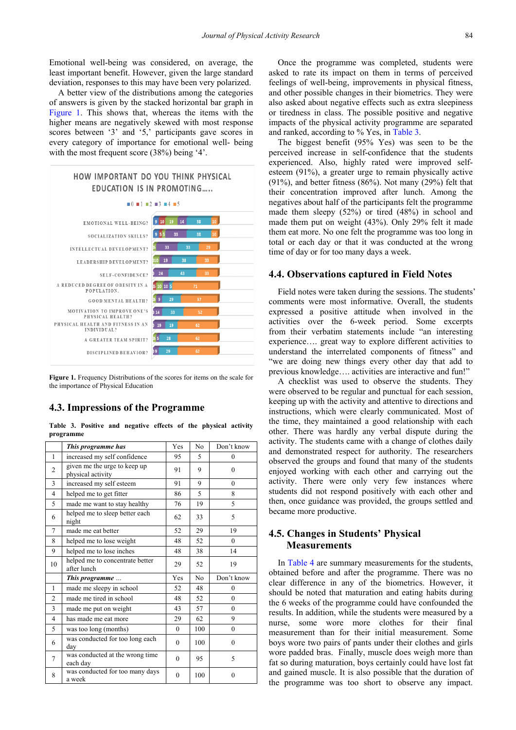Emotional well-being was considered, on average, the least important benefit. However, given the large standard deviation, responses to this may have been very polarized.

A better view of the distributions among the categories of answers is given by the stacked horizontal bar graph in Figure 1. This shows that, whereas the items with the higher means are negatively skewed with most response scores between '3' and '5,' participants gave scores in every category of importance for emotional well- being with the most frequent score (38%) being '4'.

**Figure 1.** Frequency Distributions of the scores for items on the scale for the importance of Physical Education

## 4.3. Impressions of the Programme

**Table 3. Positive and negative effects of the physical activity programme**

| | *This programme has* | Yes | No | Don't know |
|---|---|---|---|---|
| 1 | increased my self confidence | 95 | 5 | 0 |
| 2 | given me the urge to keep up physical activity | 91 | 9 | 0 |
| 3 | increased my self esteem | 91 | 9 | 0 |
| 4 | helped me to get fitter | 86 | 5 | 8 |
| 5 | made me want to stay healthy | 76 | 19 | 5 |
| 6 | helped me to sleep better each night | 62 | 33 | 5 |
| 7 | made me eat better | 52 | 29 | 19 |
| 8 | helped me to lose weight | 48 | 52 | 0 |
| 9 | helped me to lose inches | 48 | 38 | 14 |
| 10 | helped me to concentrate better after lunch | 29 | 52 | 19 |
| | ***This programme*** ... | Yes | No | Don't know |
| 1 | made me sleepy in school | 52 | 48 | 0 |
| 2 | made me tired in school | 48 | 52 | 0 |
| 3 | made me put on weight | 43 | 57 | 0 |
| 4 | has made me eat more | 29 | 62 | 9 |
| 5 | was too long (months) | 0 | 100 | 0 |
| 6 | was conducted for too long each day | 0 | 100 | 0 |
| 7 | was conducted at the wrong time each day | 0 | 95 | 5 |
| 8 | was conducted for too many days a week | 0 | 100 | 0 |

Once the programme was completed, students were asked to rate its impact on them in terms of perceived feelings of well-being, improvements in physical fitness, and other possible changes in their biometrics. They were also asked about negative effects such as extra sleepiness or tiredness in class. The possible positive and negative impacts of the physical activity programme are separated and ranked, according to % Yes, in Table 3.

The biggest benefit (95% Yes) was seen to be the perceived increase in self-confidence that the students experienced. Also, highly rated were improved self-esteem (91%), a greater urge to remain physically active (91%), and better fitness (86%). Not many (29%) felt that their concentration improved after lunch. Among the negatives about half of the participants felt the programme made them sleepy (52%) or tired (48%) in school and made them put on weight (43%). Only 29% felt it made them eat more. No one felt the programme was too long in total or each day or that it was conducted at the wrong time of day or for too many days a week.

## 4.4. Observations captured in Field Notes

Field notes were taken during the sessions. The students' comments were most informative. Overall, the students expressed a positive attitude when involved in the activities over the 6-week period. Some excerpts from their verbatim statements include "an interesting experience…. great way to explore different activities to understand the interrelated components of fitness" and "we are doing new things every other day that add to previous knowledge…. activities are interactive and fun!"

A checklist was used to observe the students. They were observed to be regular and punctual for each session, keeping up with the activity and attentive to directions and instructions, which were clearly communicated. Most of the time, they maintained a good relationship with each other. There was hardly any verbal dispute during the activity. The students came with a change of clothes daily and demonstrated respect for authority. The researchers observed the groups and found that many of the students enjoyed working with each other and carrying out the activity. There were only very few instances where students did not respond positively with each other and then, once guidance was provided, the groups settled and became more productive.

## 4.5. Changes in Students' Physical Measurements

In Table 4 are summary measurements for the students, obtained before and after the programme. There was no clear difference in any of the biometrics. However, it should be noted that maturation and eating habits during the 6 weeks of the programme could have confounded the results. In addition, while the students were measured by a nurse, some wore more clothes for their final measurement than for their initial measurement. Some boys wore two pairs of pants under their clothes and girls wore padded bras. Finally, muscle does weigh more than fat so during maturation, boys certainly could have lost fat and gained muscle. It is also possible that the duration of the programme was too short to observe any impact.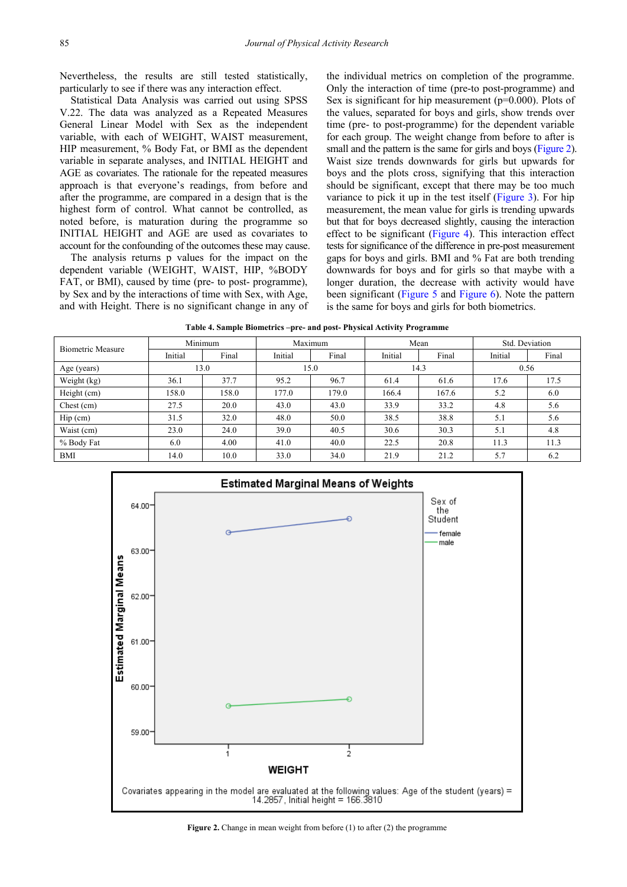Nevertheless, the results are still tested statistically, particularly to see if there was any interaction effect.

Statistical Data Analysis was carried out using SPSS V.22. The data was analyzed as a Repeated Measures General Linear Model with Sex as the independent variable, with each of WEIGHT, WAIST measurement, HIP measurement, % Body Fat, or BMI as the dependent variable in separate analyses, and INITIAL HEIGHT and AGE as covariates. The rationale for the repeated measures approach is that everyone's readings, from before and after the programme, are compared in a design that is the highest form of control. What cannot be controlled, as noted before, is maturation during the programme so INITIAL HEIGHT and AGE are used as covariates to account for the confounding of the outcomes these may cause.

The analysis returns p values for the impact on the dependent variable (WEIGHT, WAIST, HIP, %BODY FAT, or BMI), caused by time (pre- to post- programme), by Sex and by the interactions of time with Sex, with Age, and with Height. There is no significant change in any of the individual metrics on completion of the programme. Only the interaction of time (pre-to post-programme) and Sex is significant for hip measurement (p=0.000). Plots of the values, separated for boys and girls, show trends over time (pre- to post-programme) for the dependent variable for each group. The weight change from before to after is small and the pattern is the same for girls and boys (Figure 2). Waist size trends downwards for girls but upwards for boys and the plots cross, signifying that this interaction should be significant, except that there may be too much variance to pick it up in the test itself (Figure 3). For hip measurement, the mean value for girls is trending upwards but that for boys decreased slightly, causing the interaction effect to be significant (Figure 4). This interaction effect tests for significance of the difference in pre-post measurement gaps for boys and girls. BMI and % Fat are both trending downwards for boys and for girls so that maybe with a longer duration, the decrease with activity would have been significant (Figure 5 and Figure 6). Note the pattern is the same for boys and girls for both biometrics.

**Table 4. Sample Biometrics –pre- and post- Physical Activity Programme**

| Biometric Measure | Minimum | | Maximum | | Mean | | Std. Deviation | |
|---|---|---|---|---|---|---|---|---|
| | Initial | Final | Initial | Final | Initial | Final | Initial | Final |
| Age (years) | 13.0 | | 15.0 | | 14.3 | | 0.56 | |
| Weight (kg) | 36.1 | 37.7 | 95.2 | 96.7 | 61.4 | 61.6 | 17.6 | 17.5 |
| Height (cm) | 158.0 | 158.0 | 177.0 | 179.0 | 166.4 | 167.6 | 5.2 | 6.0 |
| Chest (cm) | 27.5 | 20.0 | 43.0 | 43.0 | 33.9 | 33.2 | 4.8 | 5.6 |
| Hip (cm) | 31.5 | 32.0 | 48.0 | 50.0 | 38.5 | 38.8 | 5.1 | 5.6 |
| Waist (cm) | 23.0 | 24.0 | 39.0 | 40.5 | 30.6 | 30.3 | 5.1 | 4.8 |
| % Body Fat | 6.0 | 4.00 | 41.0 | 40.0 | 22.5 | 20.8 | 11.3 | 11.3 |
| BMI | 14.0 | 10.0 | 33.0 | 34.0 | 21.9 | 21.2 | 5.7 | 6.2 |

**Figure 2.** Change in mean weight from before (1) to after (2) the programme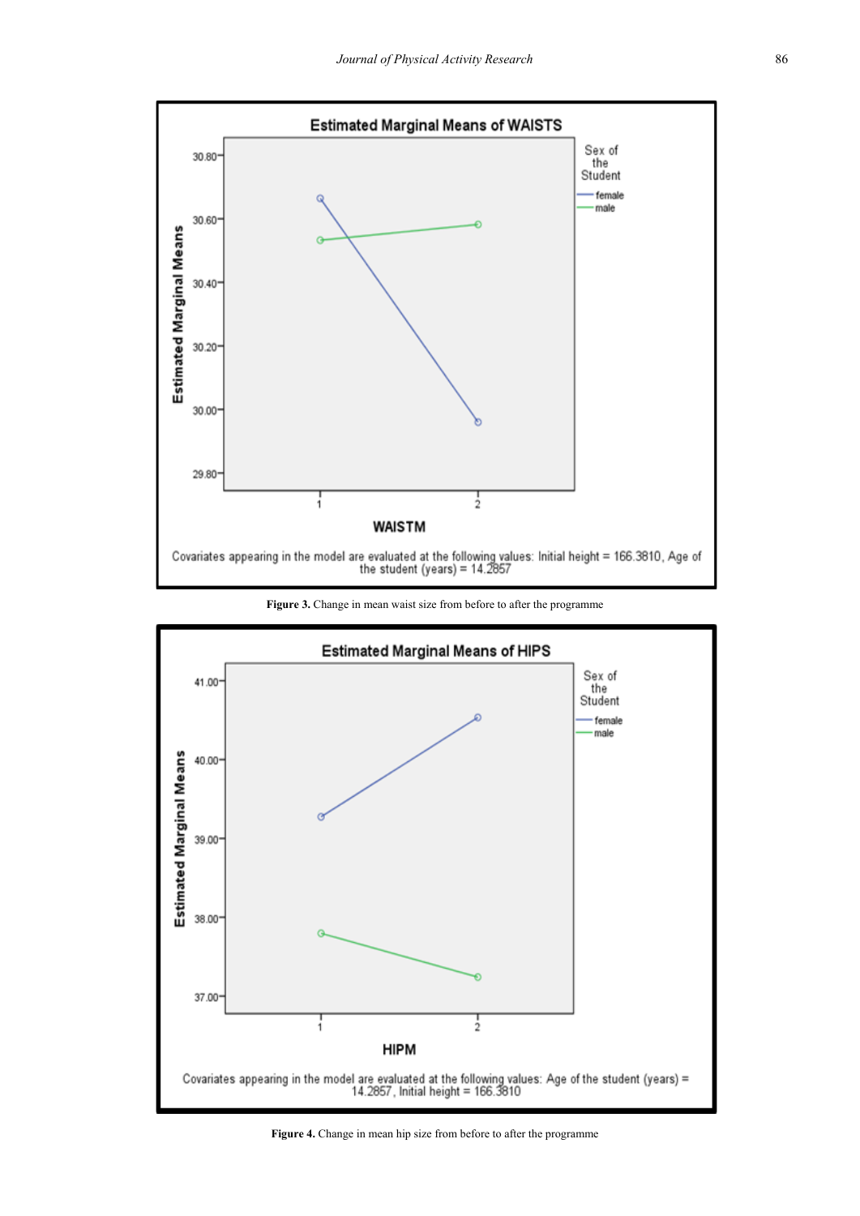Figure 3. Change in mean waist size from before to after the programme

Figure 4. Change in mean hip size from before to after the programme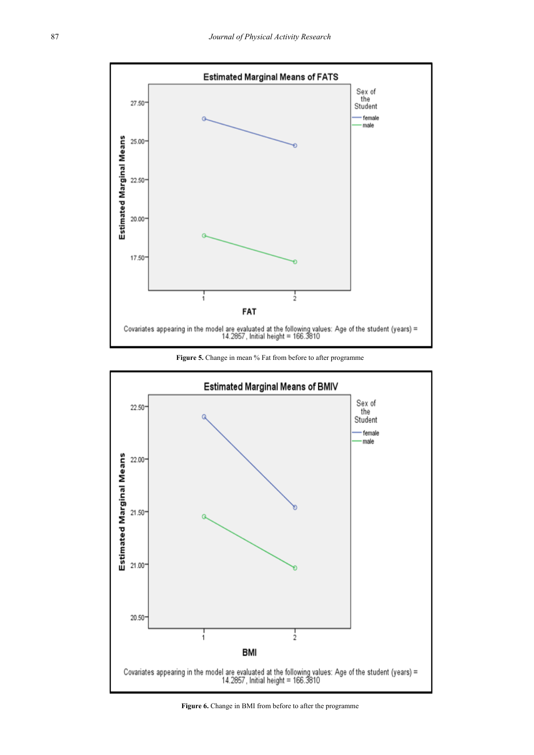Figure 5. Change in mean % Fat from before to after programme

Figure 6. Change in BMI from before to after the programme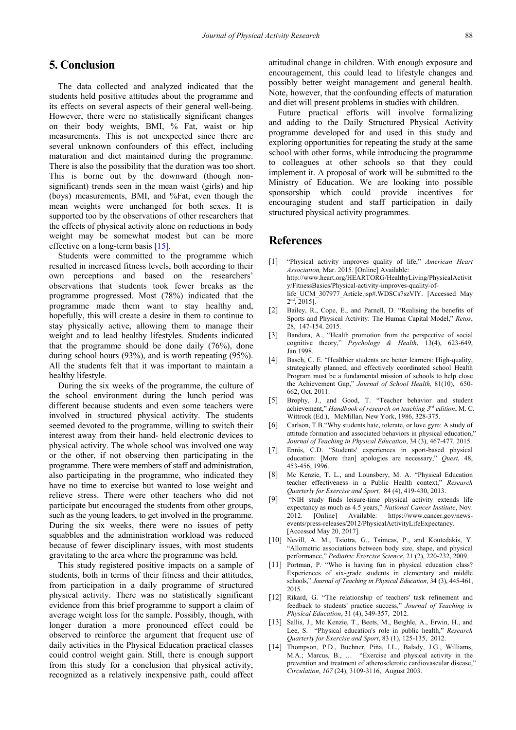## 5. Conclusion

The data collected and analyzed indicated that the students held positive attitudes about the programme and its effects on several aspects of their general well-being. However, there were no statistically significant changes on their body weights, BMI, % Fat, waist or hip measurements. This is not unexpected since there are several unknown confounders of this effect, including maturation and diet maintained during the programme. There is also the possibility that the duration was too short. This is borne out by the downward (though non-significant) trends seen in the mean waist (girls) and hip (boys) measurements, BMI, and %Fat, even though the mean weights were unchanged for both sexes. It is supported too by the observations of other researchers that the effects of physical activity alone on reductions in body weight may be somewhat modest but can be more effective on a long-term basis [15].

Students were committed to the programme which resulted in increased fitness levels, both according to their own perceptions and based on the researchers' observations that students took fewer breaks as the programme progressed. Most (78%) indicated that the programme made them want to stay healthy and, hopefully, this will create a desire in them to continue to stay physically active, allowing them to manage their weight and to lead healthy lifestyles. Students indicated that the programme should be done daily (76%), done during school hours (93%), and is worth repeating (95%). All the students felt that it was important to maintain a healthy lifestyle.

During the six weeks of the programme, the culture of the school environment during the lunch period was different because students and even some teachers were involved in structured physical activity. The students seemed devoted to the programme, willing to switch their interest away from their hand- held electronic devices to physical activity. The whole school was involved one way or the other, if not observing then participating in the programme. There were members of staff and administration, also participating in the programme, who indicated they have no time to exercise but wanted to lose weight and relieve stress. There were other teachers who did not participate but encouraged the students from other groups, such as the young leaders, to get involved in the programme. During the six weeks, there were no issues of petty squabbles and the administration workload was reduced because of fewer disciplinary issues, with most students gravitating to the area where the programme was held.

This study registered positive impacts on a sample of students, both in terms of their fitness and their attitudes, from participation in a daily programme of structured physical activity. There was no statistically significant evidence from this brief programme to support a claim of average weight loss for the sample. Possibly, though, with longer duration a more pronounced effect could be observed to reinforce the argument that frequent use of daily activities in the Physical Education practical classes could control weight gain. Still, there is enough support from this study for a conclusion that physical activity, recognized as a relatively inexpensive path, could affect attitudinal change in children. With enough exposure and encouragement, this could lead to lifestyle changes and possibly better weight management and general health. Note, however, that the confounding effects of maturation and diet will present problems in studies with children.

Future practical efforts will involve formalizing and adding to the Daily Structured Physical Activity programme developed for and used in this study and exploring opportunities for repeating the study at the same school with other forms, while introducing the programme to colleagues at other schools so that they could implement it. A proposal of work will be submitted to the Ministry of Education. We are looking into possible sponsorship which could provide incentives for encouraging student and staff participation in daily structured physical activity programmes.

## References

[1] "Physical activity improves quality of life," *American Heart Association,* Mar. 2015. [Online] Available: http://www.heart.org/HEARTORG/HealthyLiving/PhysicalActivity/FitnessBasics/Physical-activity-improves-quality-of-life_UCM_307977_Article.jsp#.WDSCs7szVlY. [Accessed May 2nd, 2015].

[2] Bailey, R., Cope, E., and Parnell, D. "Realising the benefits of Sports and Physical Activity: The Human Capital Model," *Retos*, 28, 147-154. 2015.

[3] Bandura, A., "Health promotion from the perspective of social cognitive theory," *Psychology & Health*, 13(4), 623-649, Jan.1998.

[4] Basch, C. E. "Healthier students are better learners: High-quality, strategically planned, and effectively coordinated school Health Program must be a fundamental mission of schools to help close the Achievement Gap," *Journal of School Health,* 81(10), 650-662, Oct. 2011.

[5] Brophy, J., and Good, T. "Teacher behavior and student achievement," *Handbook of research on teaching 3rd edition*, M. C. Wittrock (Ed.), McMillan, New York, 1986, 328-375.

[6] Carlson, T.B."Why students hate, tolerate, or love gym: A study of attitude formation and associated behaviors in physical education," *Journal of Teaching in Physical Education*, 34 (3), 467-477. 2015.

[7] Ennis, C.D. "Students' experiences in sport-based physical education: [More than] apologies are necessary," *Quest*, 48, 453-456, 1996.

[8] Mc Kenzie, T. L., and Lounsbery, M. A. "Physical Education teacher effectiveness in a Public Health context," *Research Quarterly for Exercise and Sport,* 84 (4), 419-430, 2013.

[9] "NIH study finds leisure-time physical activity extends life expectancy as much as 4.5 years," *National Cancer Institute*, Nov. 2012. [Online] Available: https://www.cancer.gov/news-events/press-releases/2012/PhysicalActivityLifeExpectancy. [Accessed May 20, 2017].

[10] Nevill, A. M., Tsiotra, G., Tsimeas, P., and Koutedakis, Y. "Allometric associations between body size, shape, and physical performance," *Pediatric Exercise Science*, 21 (2), 220-232, 2009.

[11] Portman, P. "Who is having fun in physical education class? Experiences of six-grade students in elementary and middle schools," *Journal of Teaching in Physical Education*, 34 (3), 445-461, 2015.

[12] Rikard, G. "The relationship of teachers' task refinement and feedback to students' practice success," *Journal of Teaching in Physical Education*, 31 (4), 349-357, 2012.

[13] Sallis, J., Mc Kenzie, T., Beets, M., Beighle, A., Erwin, H., and Lee, S. "Physical education's role in public health," *Research Quarterly for Exercise and Sport*, 83 (1), 125-135, 2012.

[14] Thompson, P.D., Buchner, Piña, I.L., Balady, J.G., Williams, M.A.; Marcus, B., … "Exercise and physical activity in the prevention and treatment of atherosclerotic cardiovascular disease," *Circulation*, *107* (24), 3109-3116, August 2003.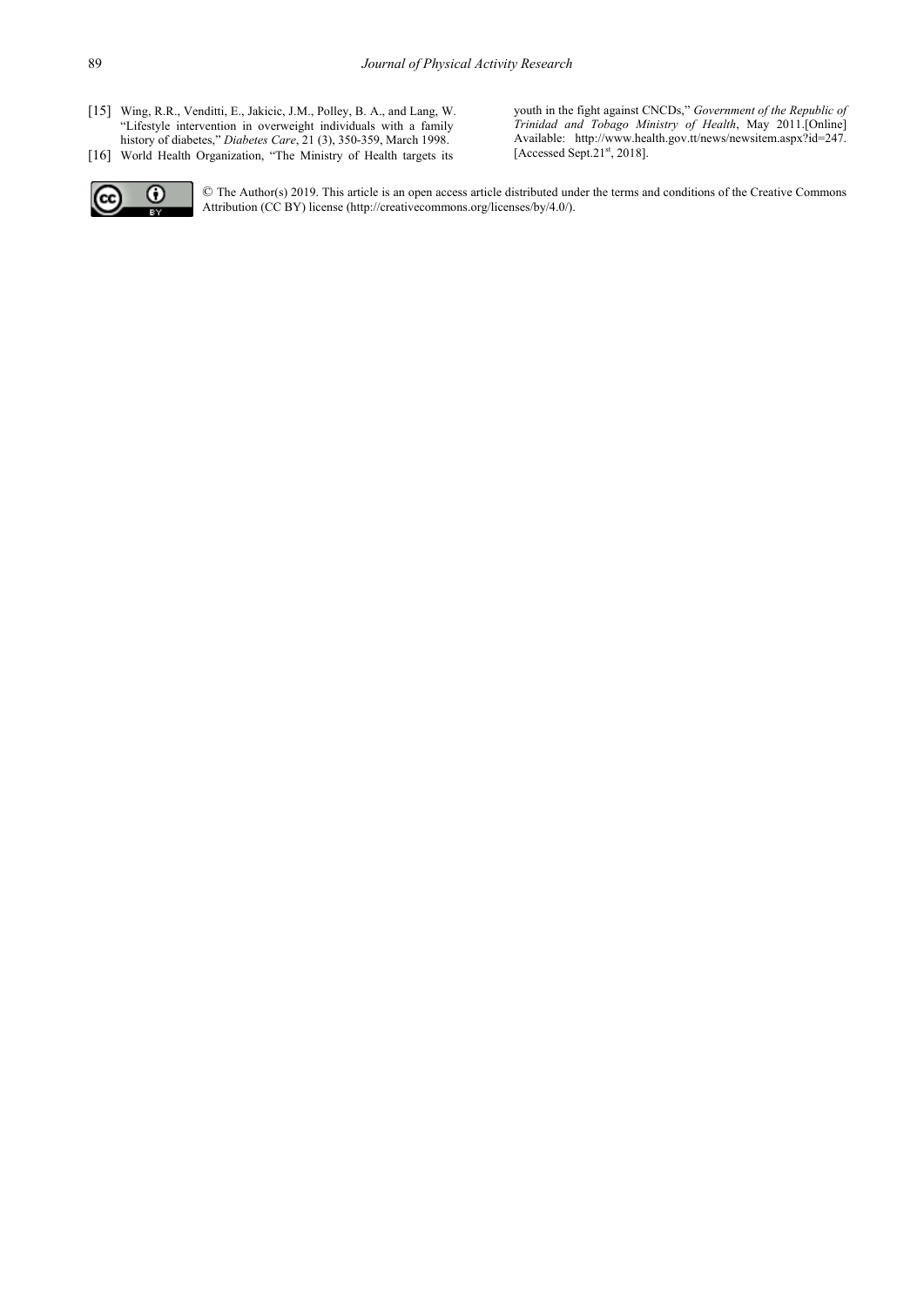[15] Wing, R.R., Venditti, E., Jakicic, J.M., Polley, B. A., and Lang, W. "Lifestyle intervention in overweight individuals with a family history of diabetes," *Diabetes Care*, 21 (3), 350-359, March 1998.

[16] World Health Organization, "The Ministry of Health targets its youth in the fight against CNCDs," *Government of the Republic of Trinidad and Tobago Ministry of Health*, May 2011.[Online] Available: http://www.health.gov.tt/news/newsitem.aspx?id=247. [Accessed Sept.21st, 2018].

© The Author(s) 2019. This article is an open access article distributed under the terms and conditions of the Creative Commons Attribution (CC BY) license (http://creativecommons.org/licenses/by/4.0/).